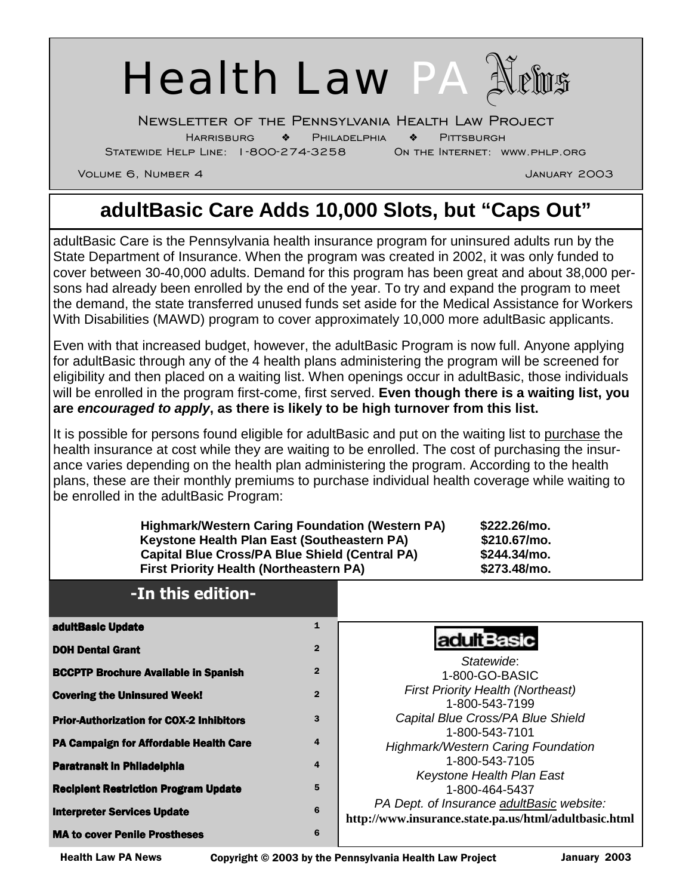# Health Law PA News

Newsletter of the Pennsylvania Health Law Project

Harrisburg ❖ Philadelphia ❖ Pittsburgh

Statewide Help Line: 1-800-274-3258 On the Internet: www.phlp.org

Volume 6, Number 4 January 2003

## adultBasic Care Adds 10,000 Slots, but "Caps Out"

adultBasic Care is the Pennsylvania health insurance program for uninsured adults run by the State Department of Insurance. When the program was created in 2002, it was only funded to cover between 30-40,000 adults. Demand for this program has been great and about 38,000 persons had already been enrolled by the end of the year. To try and expand the program to meet the demand, the state transferred unused funds set aside for the Medical Assistance for Workers With Disabilities (MAWD) program to cover approximately 10,000 more adultBasic applicants.

Even with that increased budget, however, the adultBasic Program is now full. Anyone applying for adultBasic through any of the 4 health plans administering the program will be screened for eligibility and then placed on a waiting list. When openings occur in adultBasic, those individuals will be enrolled in the program first-come, first served. **Even though there is a waiting list, you are *encouraged to apply*, as there is likely to be high turnover from this list.**

It is possible for persons found eligible for adultBasic and put on the waiting list to purchase the health insurance at cost while they are waiting to be enrolled. The cost of purchasing the insurance varies depending on the health plan administering the program. According to the health plans, these are their monthly premiums to purchase individual health coverage while waiting to be enrolled in the adultBasic Program:

| Health Plan | Monthly Premium |
|---|---|
| **Highmark/Western Caring Foundation (Western PA)** | **$222.26/mo.** |
| **Keystone Health Plan East (Southeastern PA)** | **$210.67/mo.** |
| **Capital Blue Cross/PA Blue Shield (Central PA)** | **$244.34/mo.** |
| **First Priority Health (Northeastern PA)** | **$273.48/mo.** |

### -In this edition-

| Article | Page |
|---|---|
| adultBasic Update | 1 |
| DOH Dental Grant | 2 |
| BCCPTP Brochure Available in Spanish | 2 |
| Covering the Uninsured Week! | 2 |
| Prior-Authorization for COX-2 Inhibitors | 3 |
| PA Campaign for Affordable Health Care | 4 |
| Paratransit in Philadelphia | 4 |
| Recipient Restriction Program Update | 5 |
| Interpreter Services Update | 6 |
| MA to cover Penile Prostheses | 6 |

**adultBasic**

*Statewide*:
1-800-GO-BASIC

*First Priority Health (Northeast)*
1-800-543-7199

*Capital Blue Cross/PA Blue Shield*
1-800-543-7101

*Highmark/Western Caring Foundation*
1-800-543-7105

*Keystone Health Plan East*
1-800-464-5437

*PA Dept. of Insurance adultBasic website:*
**http://www.insurance.state.pa.us/html/adultbasic.html**

Copyright © 2003 by the Pennsylvania Health Law Project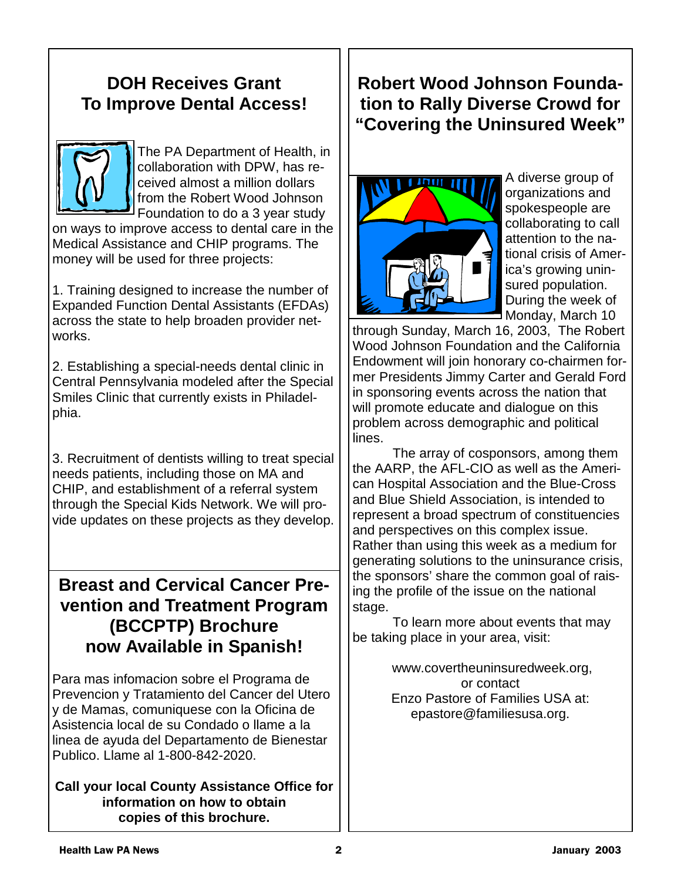## DOH Receives Grant To Improve Dental Access!

The PA Department of Health, in collaboration with DPW, has received almost a million dollars from the Robert Wood Johnson Foundation to do a 3 year study on ways to improve access to dental care in the Medical Assistance and CHIP programs. The money will be used for three projects:

1. Training designed to increase the number of Expanded Function Dental Assistants (EFDAs) across the state to help broaden provider networks.

2. Establishing a special-needs dental clinic in Central Pennsylvania modeled after the Special Smiles Clinic that currently exists in Philadelphia.

3. Recruitment of dentists willing to treat special needs patients, including those on MA and CHIP, and establishment of a referral system through the Special Kids Network. We will provide updates on these projects as they develop.

## Breast and Cervical Cancer Prevention and Treatment Program (BCCPTP) Brochure now Available in Spanish!

Para mas infomacion sobre el Programa de Prevencion y Tratamiento del Cancer del Utero y de Mamas, comuniquese con la Oficina de Asistencia local de su Condado o llame a la linea de ayuda del Departamento de Bienestar Publico. Llame al 1-800-842-2020.

**Call your local County Assistance Office for information on how to obtain copies of this brochure.**

## Robert Wood Johnson Foundation to Rally Diverse Crowd for "Covering the Uninsured Week"

A diverse group of organizations and spokespeople are collaborating to call attention to the national crisis of America's growing uninsured population. During the week of Monday, March 10 through Sunday, March 16, 2003, The Robert Wood Johnson Foundation and the California Endowment will join honorary co-chairmen former Presidents Jimmy Carter and Gerald Ford in sponsoring events across the nation that will promote educate and dialogue on this problem across demographic and political lines.

The array of cosponsors, among them the AARP, the AFL-CIO as well as the American Hospital Association and the Blue-Cross and Blue Shield Association, is intended to represent a broad spectrum of constituencies and perspectives on this complex issue. Rather than using this week as a medium for generating solutions to the uninsurance crisis, the sponsors' share the common goal of raising the profile of the issue on the national stage.

To learn more about events that may be taking place in your area, visit:

www.covertheuninsuredweek.org,
or contact
Enzo Pastore of Families USA at:
epastore@familiesusa.org.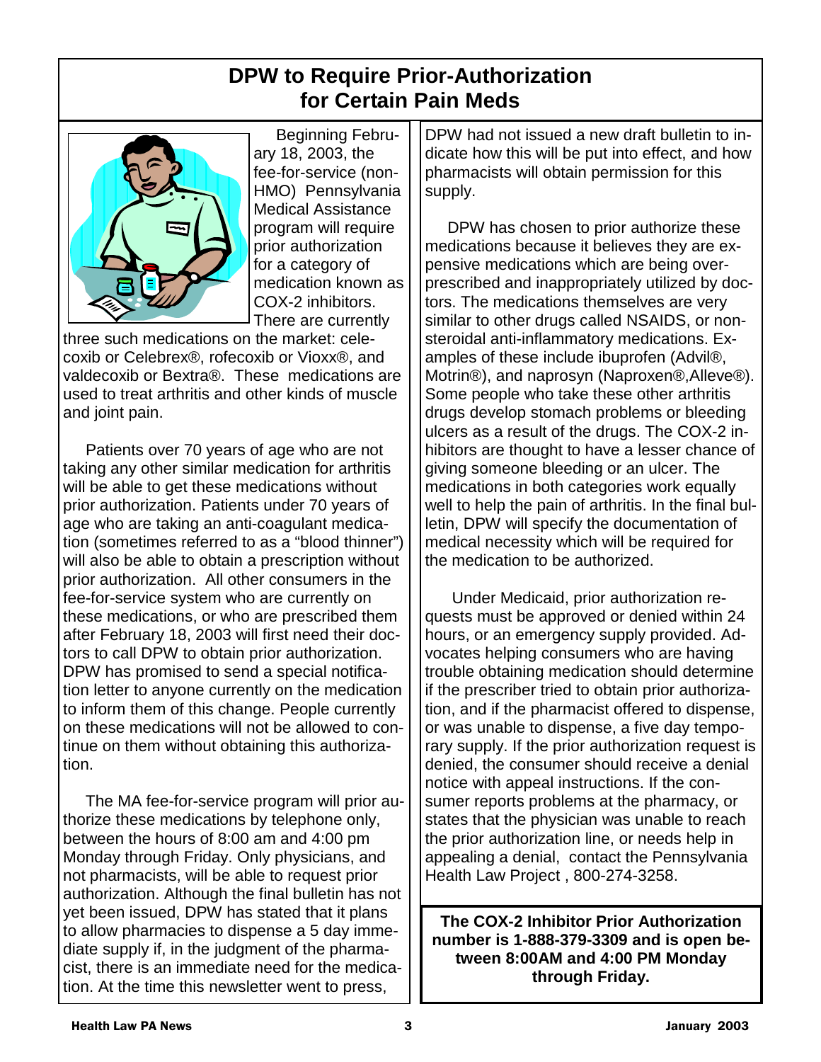# DPW to Require Prior-Authorization for Certain Pain Meds

Beginning February 18, 2003, the fee-for-service (non-HMO) Pennsylvania Medical Assistance program will require prior authorization for a category of medication known as COX-2 inhibitors. There are currently three such medications on the market: celecoxib or Celebrex®, rofecoxib or Vioxx®, and valdecoxib or Bextra®. These medications are used to treat arthritis and other kinds of muscle and joint pain.

Patients over 70 years of age who are not taking any other similar medication for arthritis will be able to get these medications without prior authorization. Patients under 70 years of age who are taking an anti-coagulant medication (sometimes referred to as a "blood thinner") will also be able to obtain a prescription without prior authorization. All other consumers in the fee-for-service system who are currently on these medications, or who are prescribed them after February 18, 2003 will first need their doctors to call DPW to obtain prior authorization. DPW has promised to send a special notification letter to anyone currently on the medication to inform them of this change. People currently on these medications will not be allowed to continue on them without obtaining this authorization.

The MA fee-for-service program will prior authorize these medications by telephone only, between the hours of 8:00 am and 4:00 pm Monday through Friday. Only physicians, and not pharmacists, will be able to request prior authorization. Although the final bulletin has not yet been issued, DPW has stated that it plans to allow pharmacies to dispense a 5 day immediate supply if, in the judgment of the pharmacist, there is an immediate need for the medication. At the time this newsletter went to press, DPW had not issued a new draft bulletin to indicate how this will be put into effect, and how pharmacists will obtain permission for this supply.

DPW has chosen to prior authorize these medications because it believes they are expensive medications which are being over-prescribed and inappropriately utilized by doctors. The medications themselves are very similar to other drugs called NSAIDS, or non-steroidal anti-inflammatory medications. Examples of these include ibuprofen (Advil®, Motrin®), and naprosyn (Naproxen®,Alleve®). Some people who take these other arthritis drugs develop stomach problems or bleeding ulcers as a result of the drugs. The COX-2 inhibitors are thought to have a lesser chance of giving someone bleeding or an ulcer. The medications in both categories work equally well to help the pain of arthritis. In the final bulletin, DPW will specify the documentation of medical necessity which will be required for the medication to be authorized.

Under Medicaid, prior authorization requests must be approved or denied within 24 hours, or an emergency supply provided. Advocates helping consumers who are having trouble obtaining medication should determine if the prescriber tried to obtain prior authorization, and if the pharmacist offered to dispense, or was unable to dispense, a five day temporary supply. If the prior authorization request is denied, the consumer should receive a denial notice with appeal instructions. If the consumer reports problems at the pharmacy, or states that the physician was unable to reach the prior authorization line, or needs help in appealing a denial, contact the Pennsylvania Health Law Project , 800-274-3258.

**The COX-2 Inhibitor Prior Authorization number is 1-888-379-3309 and is open between 8:00AM and 4:00 PM Monday through Friday.**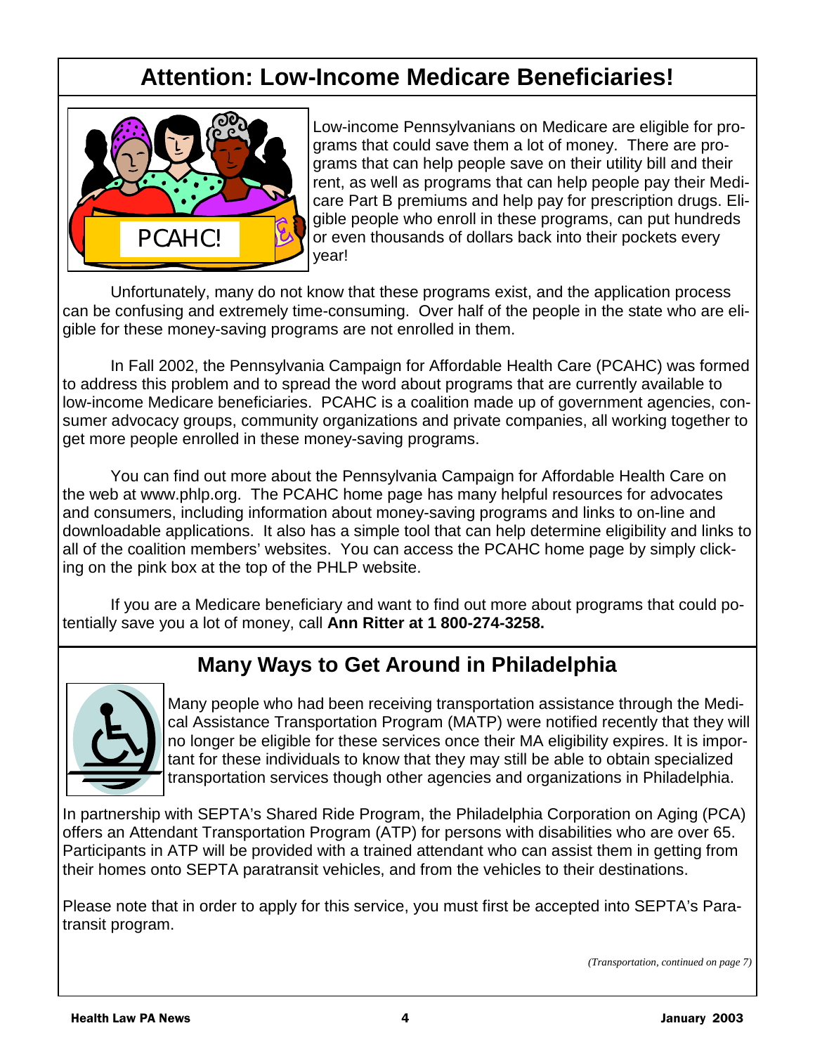## Attention: Low-Income Medicare Beneficiaries!

Low-income Pennsylvanians on Medicare are eligible for programs that could save them a lot of money. There are programs that can help people save on their utility bill and their rent, as well as programs that can help people pay their Medicare Part B premiums and help pay for prescription drugs. Eligible people who enroll in these programs, can put hundreds or even thousands of dollars back into their pockets every year!

Unfortunately, many do not know that these programs exist, and the application process can be confusing and extremely time-consuming. Over half of the people in the state who are eligible for these money-saving programs are not enrolled in them.

In Fall 2002, the Pennsylvania Campaign for Affordable Health Care (PCAHC) was formed to address this problem and to spread the word about programs that are currently available to low-income Medicare beneficiaries. PCAHC is a coalition made up of government agencies, consumer advocacy groups, community organizations and private companies, all working together to get more people enrolled in these money-saving programs.

You can find out more about the Pennsylvania Campaign for Affordable Health Care on the web at www.phlp.org. The PCAHC home page has many helpful resources for advocates and consumers, including information about money-saving programs and links to on-line and downloadable applications. It also has a simple tool that can help determine eligibility and links to all of the coalition members' websites. You can access the PCAHC home page by simply clicking on the pink box at the top of the PHLP website.

If you are a Medicare beneficiary and want to find out more about programs that could potentially save you a lot of money, call **Ann Ritter at 1 800-274-3258.**

## Many Ways to Get Around in Philadelphia

Many people who had been receiving transportation assistance through the Medical Assistance Transportation Program (MATP) were notified recently that they will no longer be eligible for these services once their MA eligibility expires. It is important for these individuals to know that they may still be able to obtain specialized transportation services though other agencies and organizations in Philadelphia.

In partnership with SEPTA's Shared Ride Program, the Philadelphia Corporation on Aging (PCA) offers an Attendant Transportation Program (ATP) for persons with disabilities who are over 65. Participants in ATP will be provided with a trained attendant who can assist them in getting from their homes onto SEPTA paratransit vehicles, and from the vehicles to their destinations.

Please note that in order to apply for this service, you must first be accepted into SEPTA's Paratransit program.

*(Transportation, continued on page 7)*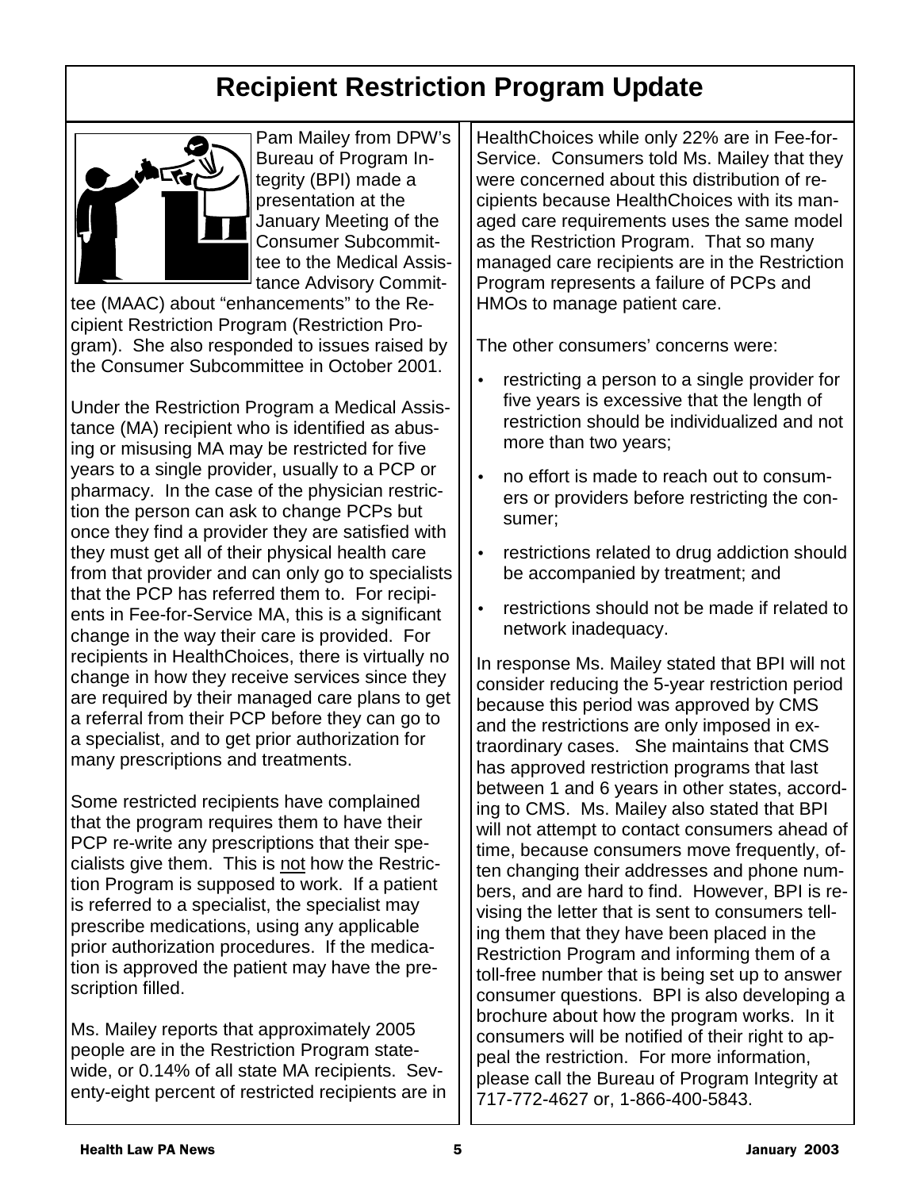# Recipient Restriction Program Update

Pam Mailey from DPW's Bureau of Program Integrity (BPI) made a presentation at the January Meeting of the Consumer Subcommittee to the Medical Assistance Advisory Committee (MAAC) about "enhancements" to the Recipient Restriction Program (Restriction Program). She also responded to issues raised by the Consumer Subcommittee in October 2001.

Under the Restriction Program a Medical Assistance (MA) recipient who is identified as abusing or misusing MA may be restricted for five years to a single provider, usually to a PCP or pharmacy. In the case of the physician restriction the person can ask to change PCPs but once they find a provider they are satisfied with they must get all of their physical health care from that provider and can only go to specialists that the PCP has referred them to. For recipients in Fee-for-Service MA, this is a significant change in the way their care is provided. For recipients in HealthChoices, there is virtually no change in how they receive services since they are required by their managed care plans to get a referral from their PCP before they can go to a specialist, and to get prior authorization for many prescriptions and treatments.

Some restricted recipients have complained that the program requires them to have their PCP re-write any prescriptions that their specialists give them. This is not how the Restriction Program is supposed to work. If a patient is referred to a specialist, the specialist may prescribe medications, using any applicable prior authorization procedures. If the medication is approved the patient may have the prescription filled.

Ms. Mailey reports that approximately 2005 people are in the Restriction Program statewide, or 0.14% of all state MA recipients. Seventy-eight percent of restricted recipients are in HealthChoices while only 22% are in Fee-for-Service. Consumers told Ms. Mailey that they were concerned about this distribution of recipients because HealthChoices with its managed care requirements uses the same model as the Restriction Program. That so many managed care recipients are in the Restriction Program represents a failure of PCPs and HMOs to manage patient care.

The other consumers' concerns were:

- restricting a person to a single provider for five years is excessive that the length of restriction should be individualized and not more than two years;
- no effort is made to reach out to consumers or providers before restricting the consumer;
- restrictions related to drug addiction should be accompanied by treatment; and
- restrictions should not be made if related to network inadequacy.

In response Ms. Mailey stated that BPI will not consider reducing the 5-year restriction period because this period was approved by CMS and the restrictions are only imposed in extraordinary cases. She maintains that CMS has approved restriction programs that last between 1 and 6 years in other states, according to CMS. Ms. Mailey also stated that BPI will not attempt to contact consumers ahead of time, because consumers move frequently, often changing their addresses and phone numbers, and are hard to find. However, BPI is revising the letter that is sent to consumers telling them that they have been placed in the Restriction Program and informing them of a toll-free number that is being set up to answer consumer questions. BPI is also developing a brochure about how the program works. In it consumers will be notified of their right to appeal the restriction. For more information, please call the Bureau of Program Integrity at 717-772-4627 or, 1-866-400-5843.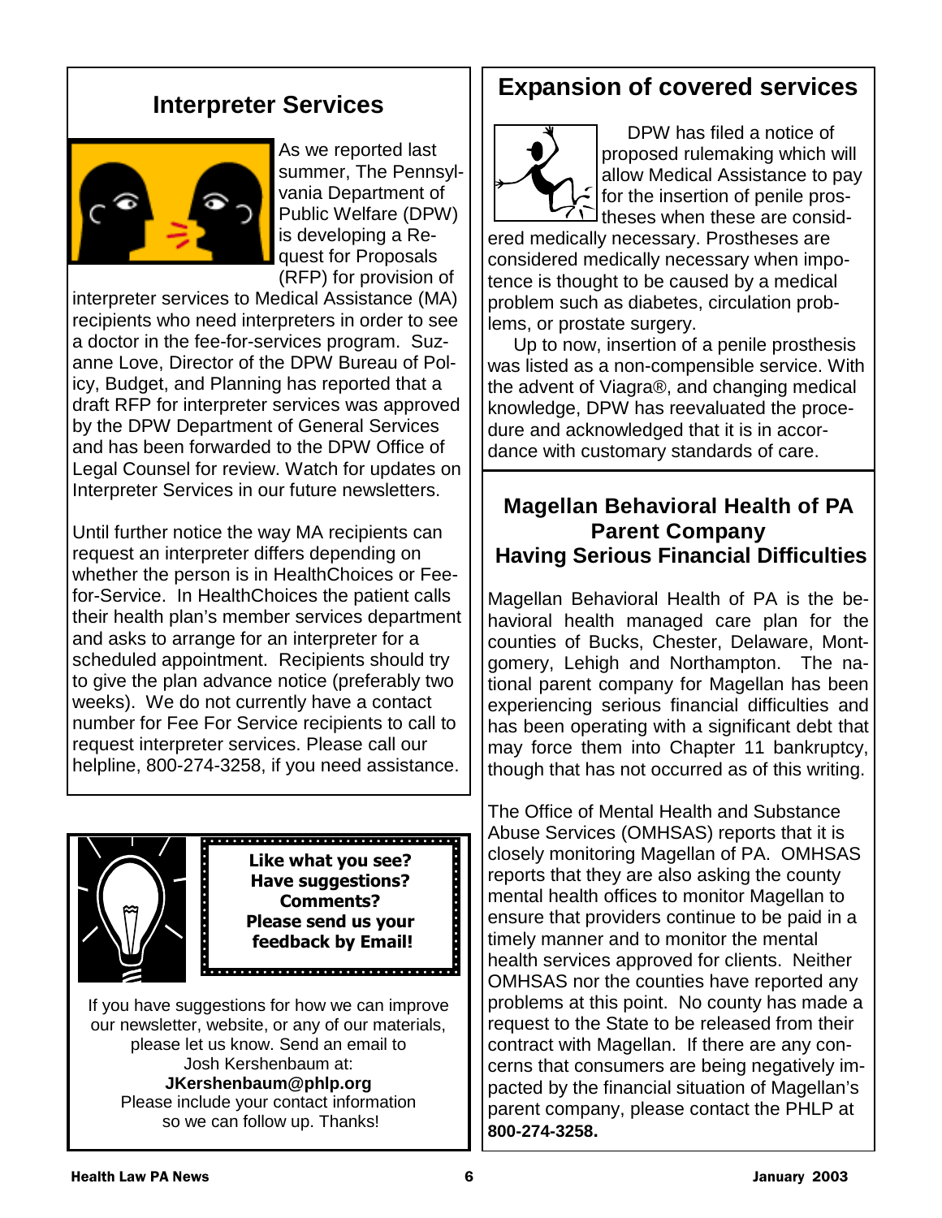## Interpreter Services

As we reported last summer, The Pennsylvania Department of Public Welfare (DPW) is developing a Request for Proposals (RFP) for provision of interpreter services to Medical Assistance (MA) recipients who need interpreters in order to see a doctor in the fee-for-services program. Suzanne Love, Director of the DPW Bureau of Policy, Budget, and Planning has reported that a draft RFP for interpreter services was approved by the DPW Department of General Services and has been forwarded to the DPW Office of Legal Counsel for review. Watch for updates on Interpreter Services in our future newsletters.

Until further notice the way MA recipients can request an interpreter differs depending on whether the person is in HealthChoices or Fee-for-Service. In HealthChoices the patient calls their health plan's member services department and asks to arrange for an interpreter for a scheduled appointment. Recipients should try to give the plan advance notice (preferably two weeks). We do not currently have a contact number for Fee For Service recipients to call to request interpreter services. Please call our helpline, 800-274-3258, if you need assistance.

**Like what you see? Have suggestions? Comments? Please send us your feedback by Email!**

If you have suggestions for how we can improve our newsletter, website, or any of our materials, please let us know. Send an email to Josh Kershenbaum at:
**JKershenbaum@phlp.org**
Please include your contact information so we can follow up. Thanks!

## Expansion of covered services

DPW has filed a notice of proposed rulemaking which will allow Medical Assistance to pay for the insertion of penile prostheses when these are considered medically necessary. Prostheses are considered medically necessary when impotence is thought to be caused by a medical problem such as diabetes, circulation problems, or prostate surgery.

Up to now, insertion of a penile prosthesis was listed as a non-compensible service. With the advent of Viagra®, and changing medical knowledge, DPW has reevaluated the procedure and acknowledged that it is in accordance with customary standards of care.

## Magellan Behavioral Health of PA Parent Company Having Serious Financial Difficulties

Magellan Behavioral Health of PA is the behavioral health managed care plan for the counties of Bucks, Chester, Delaware, Montgomery, Lehigh and Northampton. The national parent company for Magellan has been experiencing serious financial difficulties and has been operating with a significant debt that may force them into Chapter 11 bankruptcy, though that has not occurred as of this writing.

The Office of Mental Health and Substance Abuse Services (OMHSAS) reports that it is closely monitoring Magellan of PA. OMHSAS reports that they are also asking the county mental health offices to monitor Magellan to ensure that providers continue to be paid in a timely manner and to monitor the mental health services approved for clients. Neither OMHSAS nor the counties have reported any problems at this point. No county has made a request to the State to be released from their contract with Magellan. If there are any concerns that consumers are being negatively impacted by the financial situation of Magellan's parent company, please contact the PHLP at **800-274-3258.**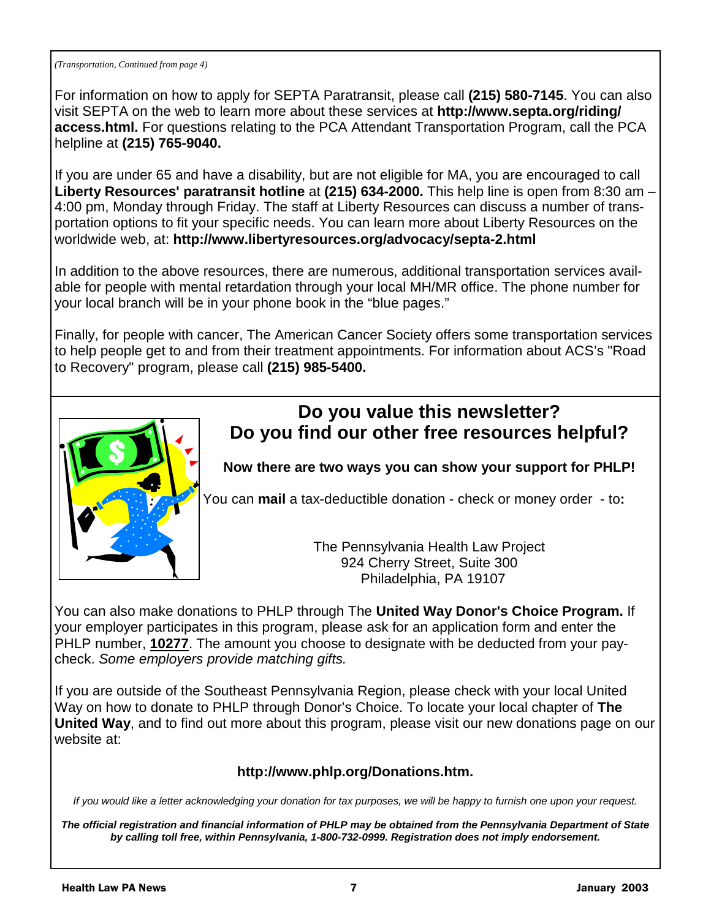*(Transportation, Continued from page 4)*

For information on how to apply for SEPTA Paratransit, please call **(215) 580-7145**. You can also visit SEPTA on the web to learn more about these services at **http://www.septa.org/riding/access.html.** For questions relating to the PCA Attendant Transportation Program, call the PCA helpline at **(215) 765-9040.**

If you are under 65 and have a disability, but are not eligible for MA, you are encouraged to call **Liberty Resources' paratransit hotline** at **(215) 634-2000.** This help line is open from 8:30 am – 4:00 pm, Monday through Friday. The staff at Liberty Resources can discuss a number of transportation options to fit your specific needs. You can learn more about Liberty Resources on the worldwide web, at: **http://www.libertyresources.org/advocacy/septa-2.html**

In addition to the above resources, there are numerous, additional transportation services available for people with mental retardation through your local MH/MR office. The phone number for your local branch will be in your phone book in the "blue pages."

Finally, for people with cancer, The American Cancer Society offers some transportation services to help people get to and from their treatment appointments. For information about ACS's "Road to Recovery" program, please call **(215) 985-5400.**

## Do you value this newsletter? Do you find our other free resources helpful?

**Now there are two ways you can show your support for PHLP!**

You can **mail** a tax-deductible donation - check or money order - to**:**

The Pennsylvania Health Law Project
924 Cherry Street, Suite 300
Philadelphia, PA 19107

You can also make donations to PHLP through The **United Way Donor's Choice Program.** If your employer participates in this program, please ask for an application form and enter the PHLP number, **10277**. The amount you choose to designate with be deducted from your paycheck. *Some employers provide matching gifts.*

If you are outside of the Southeast Pennsylvania Region, please check with your local United Way on how to donate to PHLP through Donor's Choice. To locate your local chapter of **The United Way**, and to find out more about this program, please visit our new donations page on our website at:

**http://www.phlp.org/Donations.htm.**

*If you would like a letter acknowledging your donation for tax purposes, we will be happy to furnish one upon your request.*

***The official registration and financial information of PHLP may be obtained from the Pennsylvania Department of State by calling toll free, within Pennsylvania, 1-800-732-0999. Registration does not imply endorsement.***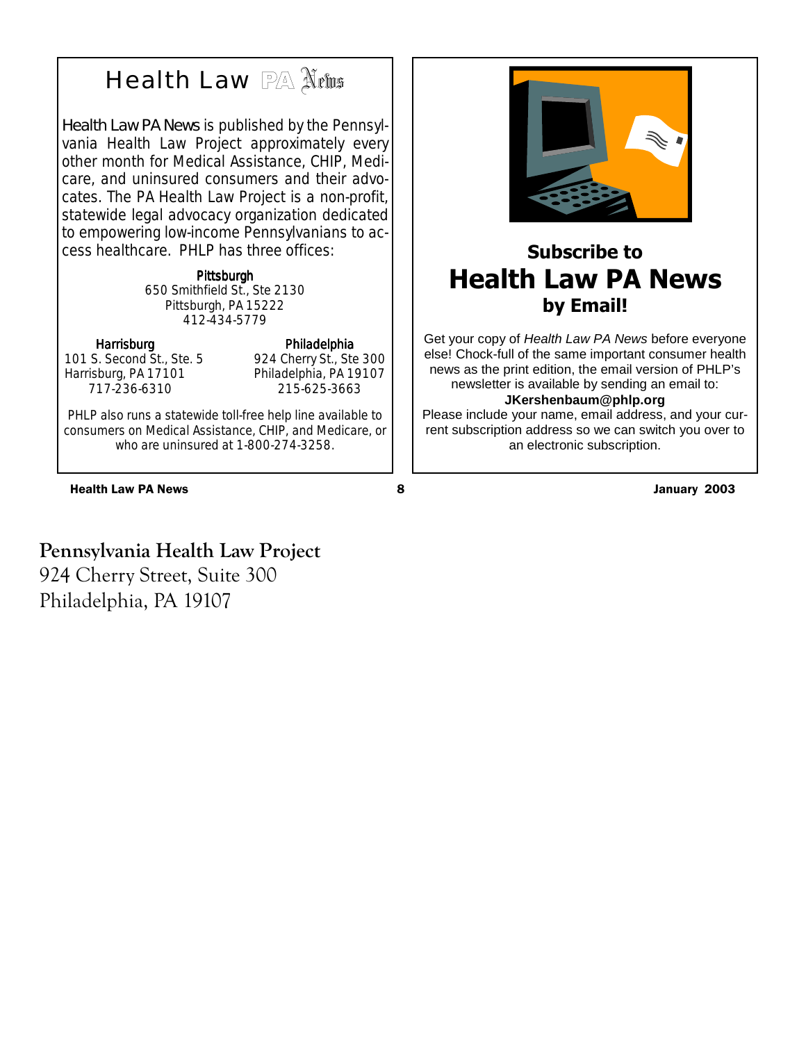## Health Law PA News

*Health Law PA News* is published by the Pennsylvania Health Law Project approximately every other month for Medical Assistance, CHIP, Medicare, and uninsured consumers and their advocates. The PA Health Law Project is a non-profit, statewide legal advocacy organization dedicated to empowering low-income Pennsylvanians to access healthcare. PHLP has three offices:

**Pittsburgh**
650 Smithfield St., Ste 2130
Pittsburgh, PA 15222
412-434-5779

**Harrisburg**
101 S. Second St., Ste. 5
Harrisburg, PA 17101
717-236-6310

**Philadelphia**
924 Cherry St., Ste 300
Philadelphia, PA 19107
215-625-3663

PHLP also runs a statewide toll-free help line available to consumers on Medical Assistance, CHIP, and Medicare, or who are uninsured at 1-800-274-3258.

## Subscribe to Health Law PA News by Email!

Get your copy of *Health Law PA News* before everyone else! Chock-full of the same important consumer health news as the print edition, the email version of PHLP's newsletter is available by sending an email to:

**JKershenbaum@phlp.org**

Please include your name, email address, and your current subscription address so we can switch you over to an electronic subscription.

**Pennsylvania Health Law Project**
924 Cherry Street, Suite 300
Philadelphia, PA 19107